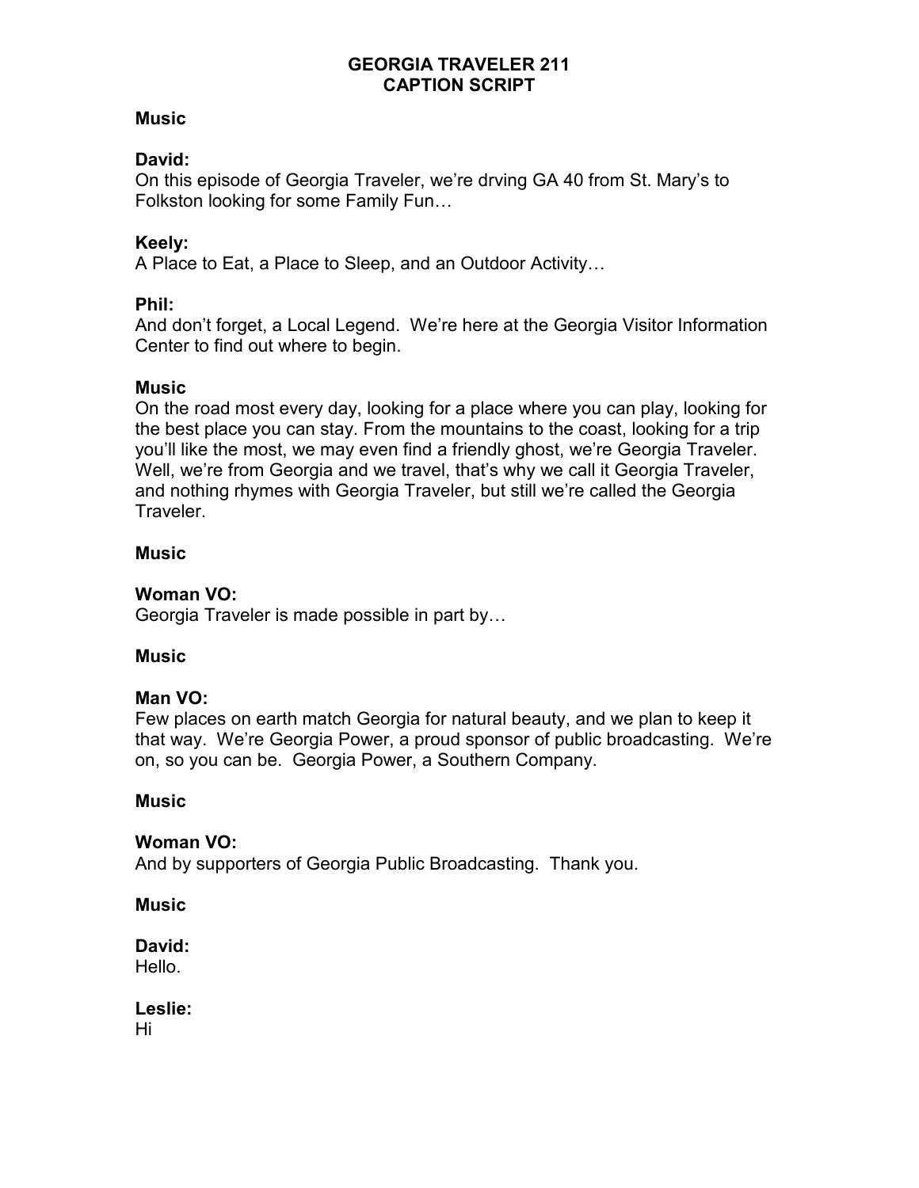# GEORGIA TRAVELER 211
# CAPTION SCRIPT

**Music**

**David:**
On this episode of Georgia Traveler, we're drving GA 40 from St. Mary's to Folkston looking for some Family Fun…

**Keely:**
A Place to Eat, a Place to Sleep, and an Outdoor Activity…

**Phil:**
And don't forget, a Local Legend. We're here at the Georgia Visitor Information Center to find out where to begin.

**Music**
On the road most every day, looking for a place where you can play, looking for the best place you can stay. From the mountains to the coast, looking for a trip you'll like the most, we may even find a friendly ghost, we're Georgia Traveler. Well, we're from Georgia and we travel, that's why we call it Georgia Traveler, and nothing rhymes with Georgia Traveler, but still we're called the Georgia Traveler.

**Music**

**Woman VO:**
Georgia Traveler is made possible in part by…

**Music**

**Man VO:**
Few places on earth match Georgia for natural beauty, and we plan to keep it that way. We're Georgia Power, a proud sponsor of public broadcasting. We're on, so you can be. Georgia Power, a Southern Company.

**Music**

**Woman VO:**
And by supporters of Georgia Public Broadcasting. Thank you.

**Music**

**David:**
Hello.

**Leslie:**
Hi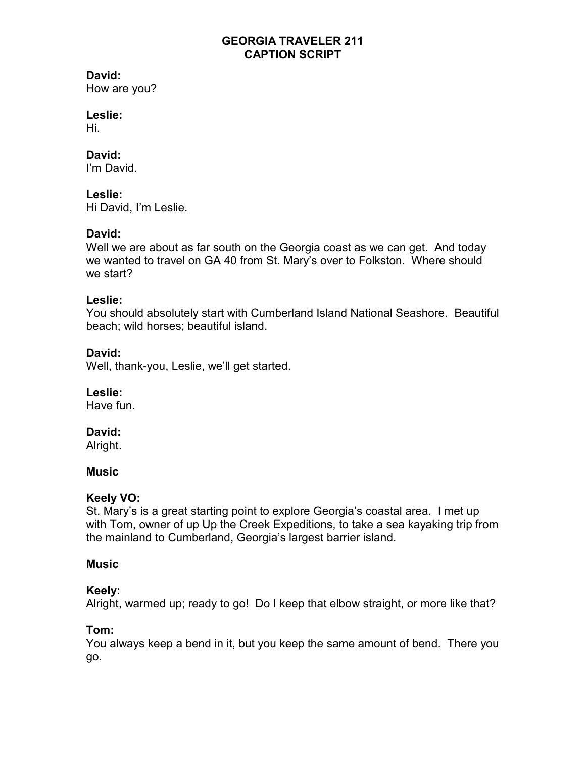# GEORGIA TRAVELER 211
## CAPTION SCRIPT

**David:**
How are you?

**Leslie:**
Hi.

**David:**
I'm David.

**Leslie:**
Hi David, I'm Leslie.

**David:**
Well we are about as far south on the Georgia coast as we can get. And today we wanted to travel on GA 40 from St. Mary's over to Folkston. Where should we start?

**Leslie:**
You should absolutely start with Cumberland Island National Seashore. Beautiful beach; wild horses; beautiful island.

**David:**
Well, thank-you, Leslie, we'll get started.

**Leslie:**
Have fun.

**David:**
Alright.

**Music**

**Keely VO:**
St. Mary's is a great starting point to explore Georgia's coastal area. I met up with Tom, owner of up Up the Creek Expeditions, to take a sea kayaking trip from the mainland to Cumberland, Georgia's largest barrier island.

**Music**

**Keely:**
Alright, warmed up; ready to go! Do I keep that elbow straight, or more like that?

**Tom:**
You always keep a bend in it, but you keep the same amount of bend. There you go.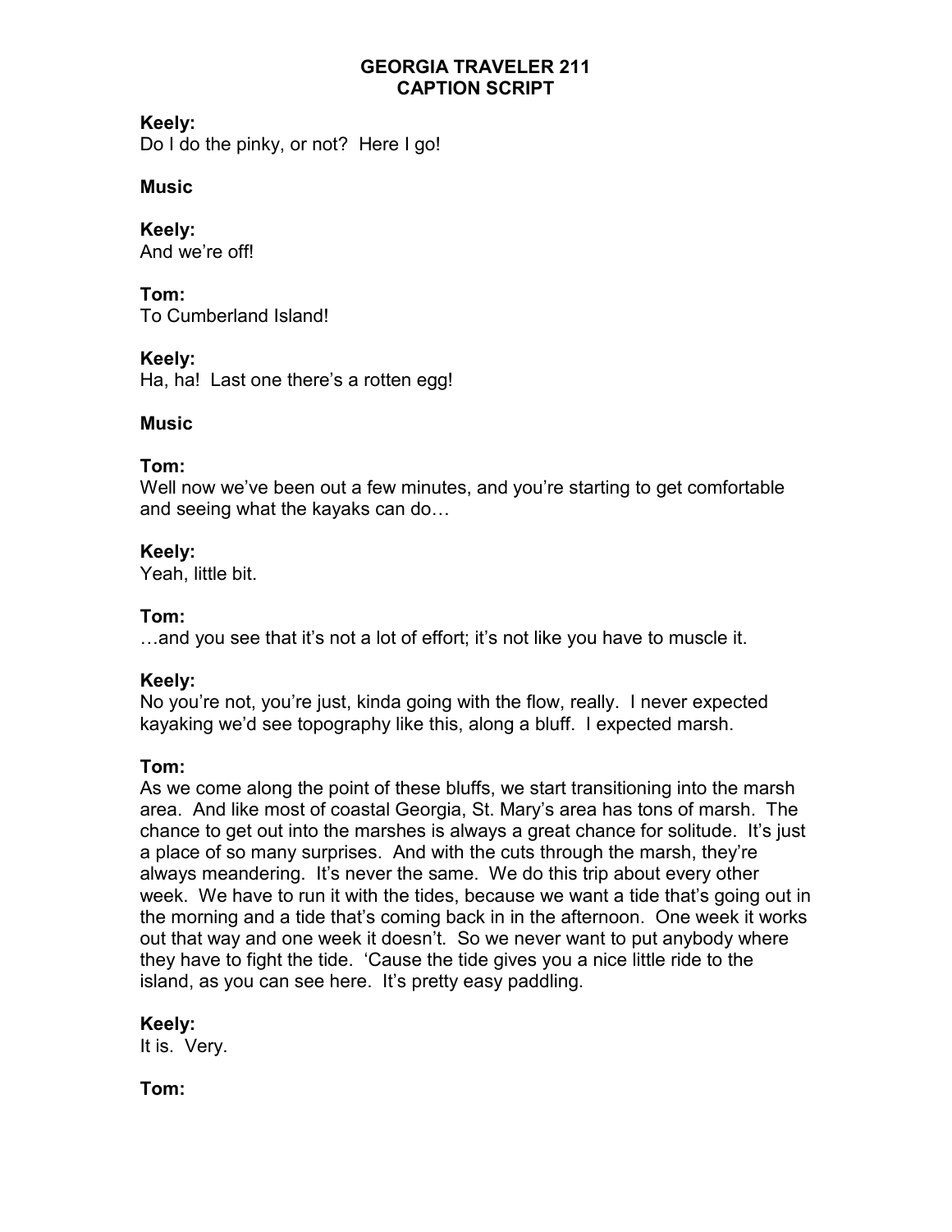**GEORGIA TRAVELER 211**
**CAPTION SCRIPT**

**Keely:**
Do I do the pinky, or not? Here I go!

**Music**

**Keely:**
And we're off!

**Tom:**
To Cumberland Island!

**Keely:**
Ha, ha! Last one there's a rotten egg!

**Music**

**Tom:**
Well now we've been out a few minutes, and you're starting to get comfortable and seeing what the kayaks can do…

**Keely:**
Yeah, little bit.

**Tom:**
…and you see that it's not a lot of effort; it's not like you have to muscle it.

**Keely:**
No you're not, you're just, kinda going with the flow, really. I never expected kayaking we'd see topography like this, along a bluff. I expected marsh.

**Tom:**
As we come along the point of these bluffs, we start transitioning into the marsh area. And like most of coastal Georgia, St. Mary's area has tons of marsh. The chance to get out into the marshes is always a great chance for solitude. It's just a place of so many surprises. And with the cuts through the marsh, they're always meandering. It's never the same. We do this trip about every other week. We have to run it with the tides, because we want a tide that's going out in the morning and a tide that's coming back in in the afternoon. One week it works out that way and one week it doesn't. So we never want to put anybody where they have to fight the tide. 'Cause the tide gives you a nice little ride to the island, as you can see here. It's pretty easy paddling.

**Keely:**
It is. Very.

**Tom:**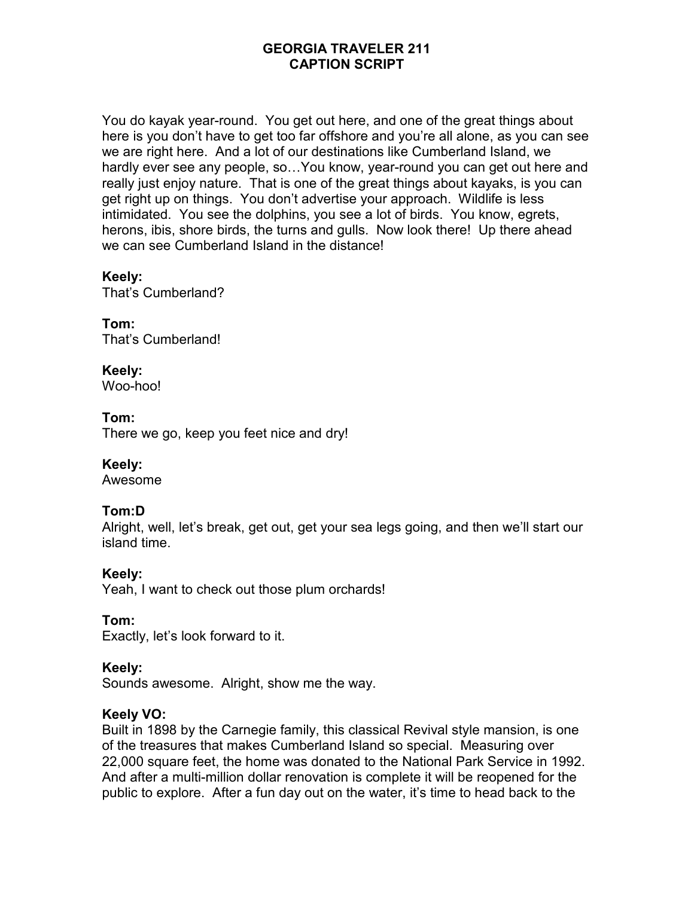# GEORGIA TRAVELER 211
# CAPTION SCRIPT

You do kayak year-round. You get out here, and one of the great things about here is you don't have to get too far offshore and you're all alone, as you can see we are right here. And a lot of our destinations like Cumberland Island, we hardly ever see any people, so…You know, year-round you can get out here and really just enjoy nature. That is one of the great things about kayaks, is you can get right up on things. You don't advertise your approach. Wildlife is less intimidated. You see the dolphins, you see a lot of birds. You know, egrets, herons, ibis, shore birds, the turns and gulls. Now look there! Up there ahead we can see Cumberland Island in the distance!

**Keely:**
That's Cumberland?

**Tom:**
That's Cumberland!

**Keely:**
Woo-hoo!

**Tom:**
There we go, keep you feet nice and dry!

**Keely:**
Awesome

**Tom:D**
Alright, well, let's break, get out, get your sea legs going, and then we'll start our island time.

**Keely:**
Yeah, I want to check out those plum orchards!

**Tom:**
Exactly, let's look forward to it.

**Keely:**
Sounds awesome. Alright, show me the way.

**Keely VO:**
Built in 1898 by the Carnegie family, this classical Revival style mansion, is one of the treasures that makes Cumberland Island so special. Measuring over 22,000 square feet, the home was donated to the National Park Service in 1992. And after a multi-million dollar renovation is complete it will be reopened for the public to explore. After a fun day out on the water, it's time to head back to the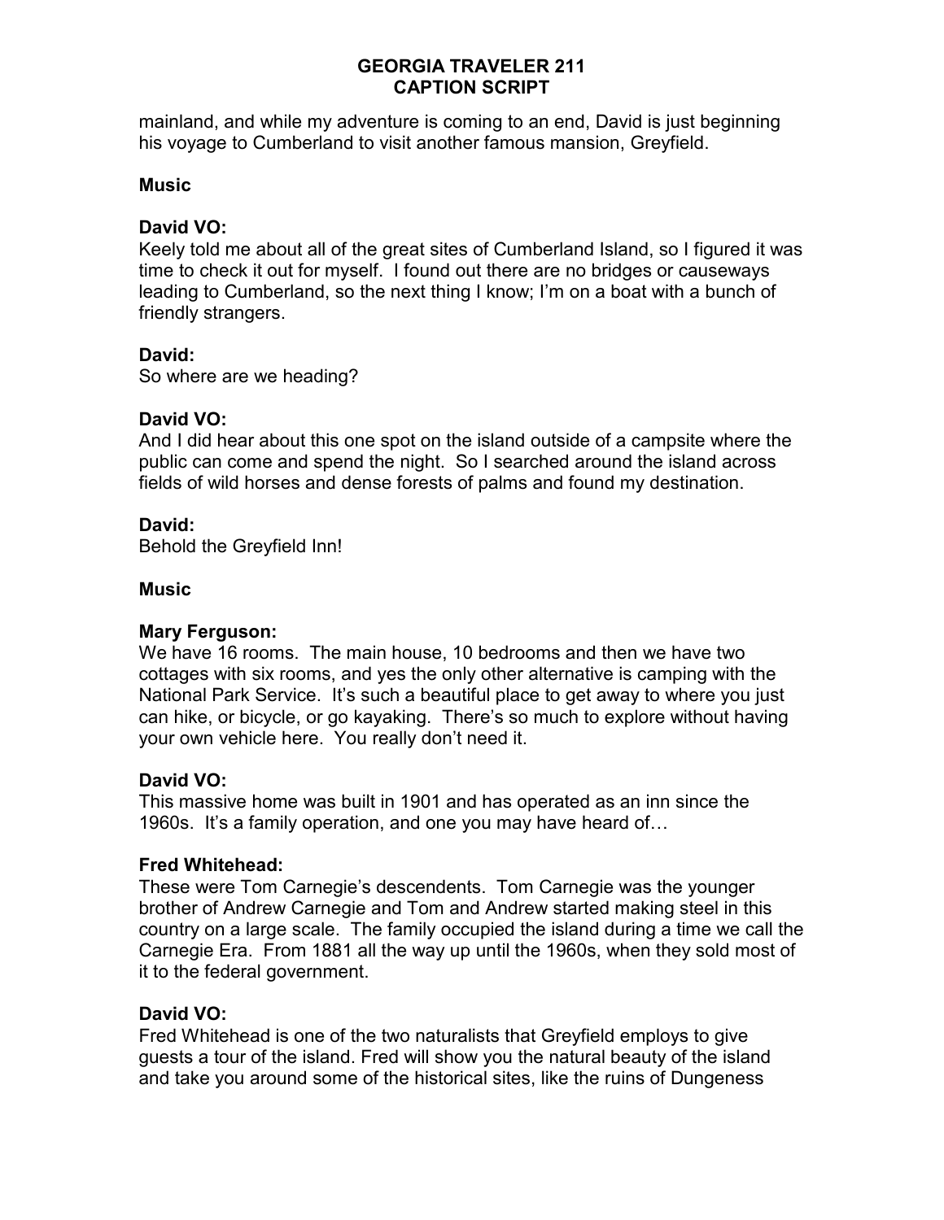mainland, and while my adventure is coming to an end, David is just beginning his voyage to Cumberland to visit another famous mansion, Greyfield.

**Music**

**David VO:**
Keely told me about all of the great sites of Cumberland Island, so I figured it was time to check it out for myself. I found out there are no bridges or causeways leading to Cumberland, so the next thing I know; I'm on a boat with a bunch of friendly strangers.

**David:**
So where are we heading?

**David VO:**
And I did hear about this one spot on the island outside of a campsite where the public can come and spend the night. So I searched around the island across fields of wild horses and dense forests of palms and found my destination.

**David:**
Behold the Greyfield Inn!

**Music**

**Mary Ferguson:**
We have 16 rooms. The main house, 10 bedrooms and then we have two cottages with six rooms, and yes the only other alternative is camping with the National Park Service. It's such a beautiful place to get away to where you just can hike, or bicycle, or go kayaking. There's so much to explore without having your own vehicle here. You really don't need it.

**David VO:**
This massive home was built in 1901 and has operated as an inn since the 1960s. It's a family operation, and one you may have heard of…

**Fred Whitehead:**
These were Tom Carnegie's descendents. Tom Carnegie was the younger brother of Andrew Carnegie and Tom and Andrew started making steel in this country on a large scale. The family occupied the island during a time we call the Carnegie Era. From 1881 all the way up until the 1960s, when they sold most of it to the federal government.

**David VO:**
Fred Whitehead is one of the two naturalists that Greyfield employs to give guests a tour of the island. Fred will show you the natural beauty of the island and take you around some of the historical sites, like the ruins of Dungeness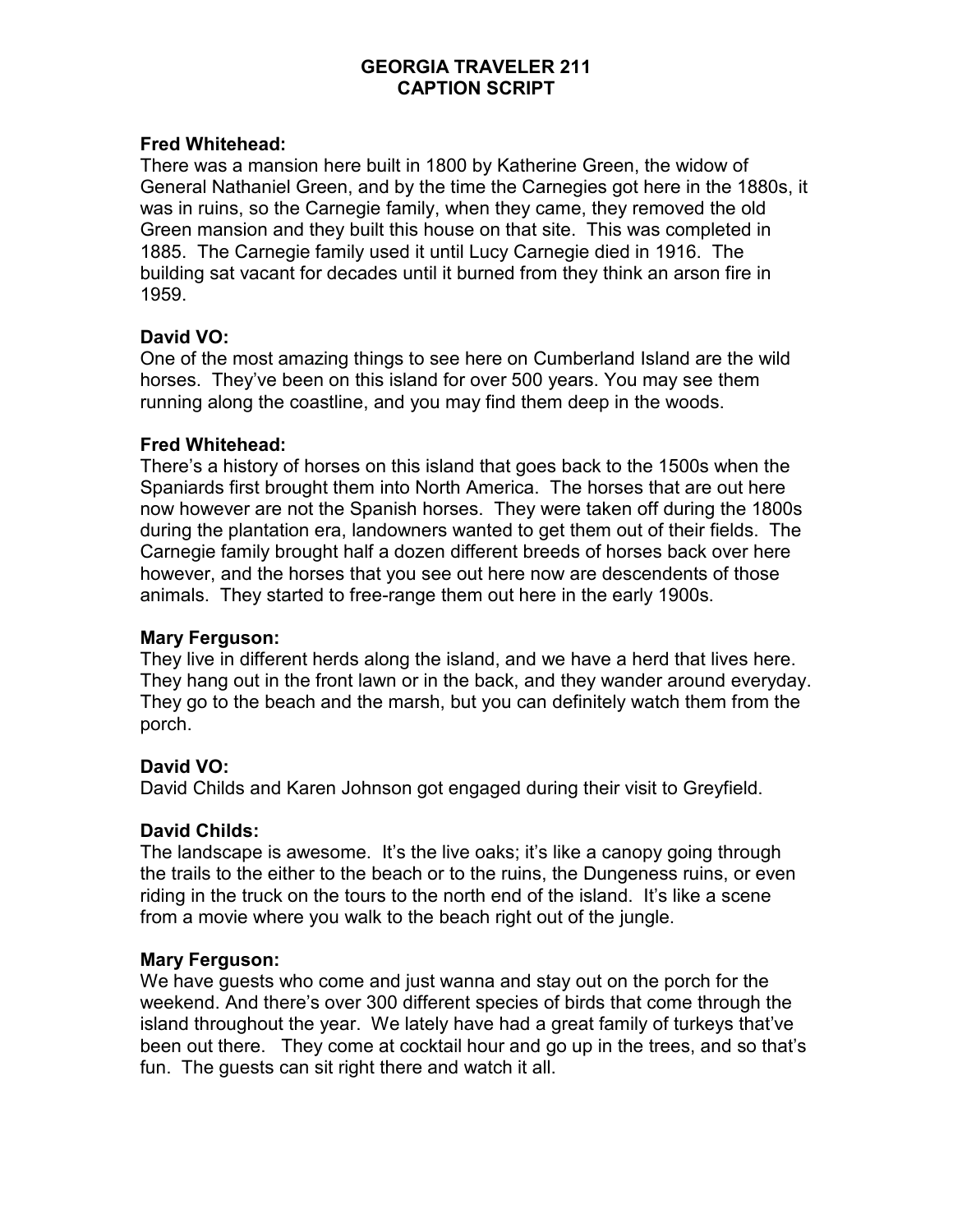# GEORGIA TRAVELER 211
# CAPTION SCRIPT

**Fred Whitehead:**
There was a mansion here built in 1800 by Katherine Green, the widow of General Nathaniel Green, and by the time the Carnegies got here in the 1880s, it was in ruins, so the Carnegie family, when they came, they removed the old Green mansion and they built this house on that site. This was completed in 1885. The Carnegie family used it until Lucy Carnegie died in 1916. The building sat vacant for decades until it burned from they think an arson fire in 1959.

**David VO:**
One of the most amazing things to see here on Cumberland Island are the wild horses. They've been on this island for over 500 years. You may see them running along the coastline, and you may find them deep in the woods.

**Fred Whitehead:**
There's a history of horses on this island that goes back to the 1500s when the Spaniards first brought them into North America. The horses that are out here now however are not the Spanish horses. They were taken off during the 1800s during the plantation era, landowners wanted to get them out of their fields. The Carnegie family brought half a dozen different breeds of horses back over here however, and the horses that you see out here now are descendents of those animals. They started to free-range them out here in the early 1900s.

**Mary Ferguson:**
They live in different herds along the island, and we have a herd that lives here. They hang out in the front lawn or in the back, and they wander around everyday. They go to the beach and the marsh, but you can definitely watch them from the porch.

**David VO:**
David Childs and Karen Johnson got engaged during their visit to Greyfield.

**David Childs:**
The landscape is awesome. It's the live oaks; it's like a canopy going through the trails to the either to the beach or to the ruins, the Dungeness ruins, or even riding in the truck on the tours to the north end of the island. It's like a scene from a movie where you walk to the beach right out of the jungle.

**Mary Ferguson:**
We have guests who come and just wanna and stay out on the porch for the weekend. And there's over 300 different species of birds that come through the island throughout the year. We lately have had a great family of turkeys that've been out there. They come at cocktail hour and go up in the trees, and so that's fun. The guests can sit right there and watch it all.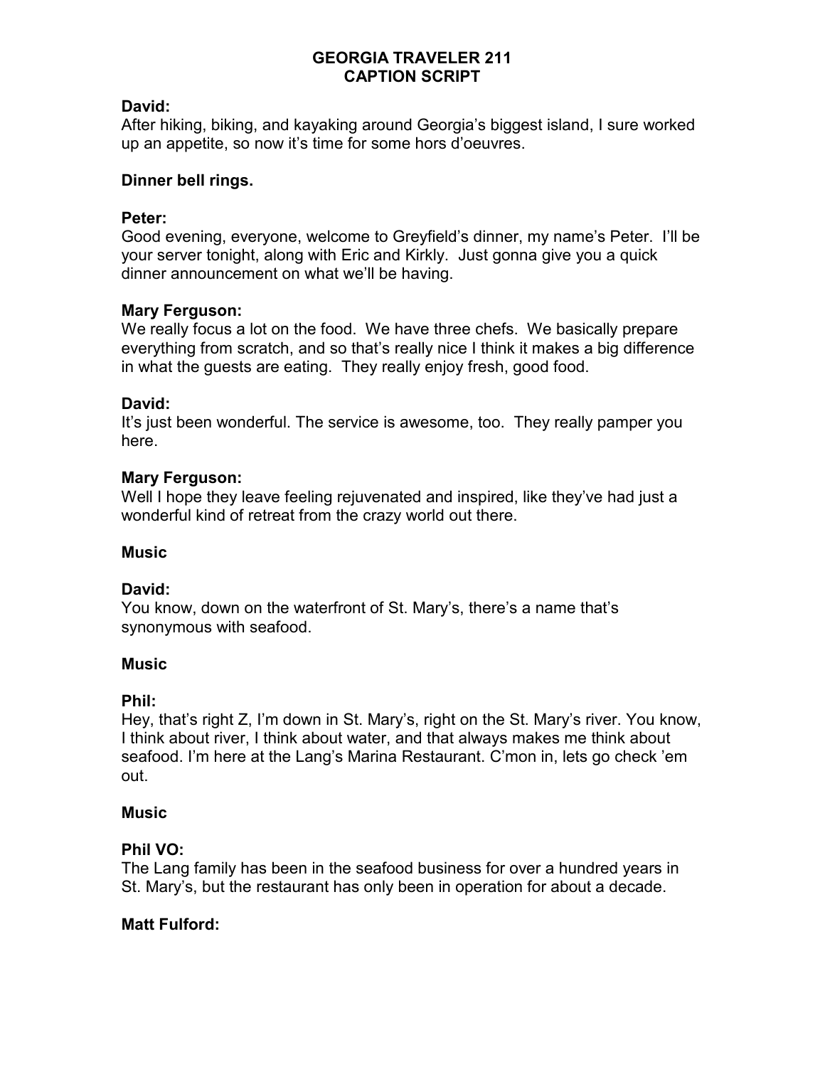**GEORGIA TRAVELER 211**
**CAPTION SCRIPT**

**David:**
After hiking, biking, and kayaking around Georgia's biggest island, I sure worked up an appetite, so now it's time for some hors d'oeuvres.

**Dinner bell rings.**

**Peter:**
Good evening, everyone, welcome to Greyfield's dinner, my name's Peter. I'll be your server tonight, along with Eric and Kirkly. Just gonna give you a quick dinner announcement on what we'll be having.

**Mary Ferguson:**
We really focus a lot on the food. We have three chefs. We basically prepare everything from scratch, and so that's really nice I think it makes a big difference in what the guests are eating. They really enjoy fresh, good food.

**David:**
It's just been wonderful. The service is awesome, too. They really pamper you here.

**Mary Ferguson:**
Well I hope they leave feeling rejuvenated and inspired, like they've had just a wonderful kind of retreat from the crazy world out there.

**Music**

**David:**
You know, down on the waterfront of St. Mary's, there's a name that's synonymous with seafood.

**Music**

**Phil:**
Hey, that's right Z, I'm down in St. Mary's, right on the St. Mary's river. You know, I think about river, I think about water, and that always makes me think about seafood. I'm here at the Lang's Marina Restaurant. C'mon in, lets go check 'em out.

**Music**

**Phil VO:**
The Lang family has been in the seafood business for over a hundred years in St. Mary's, but the restaurant has only been in operation for about a decade.

**Matt Fulford:**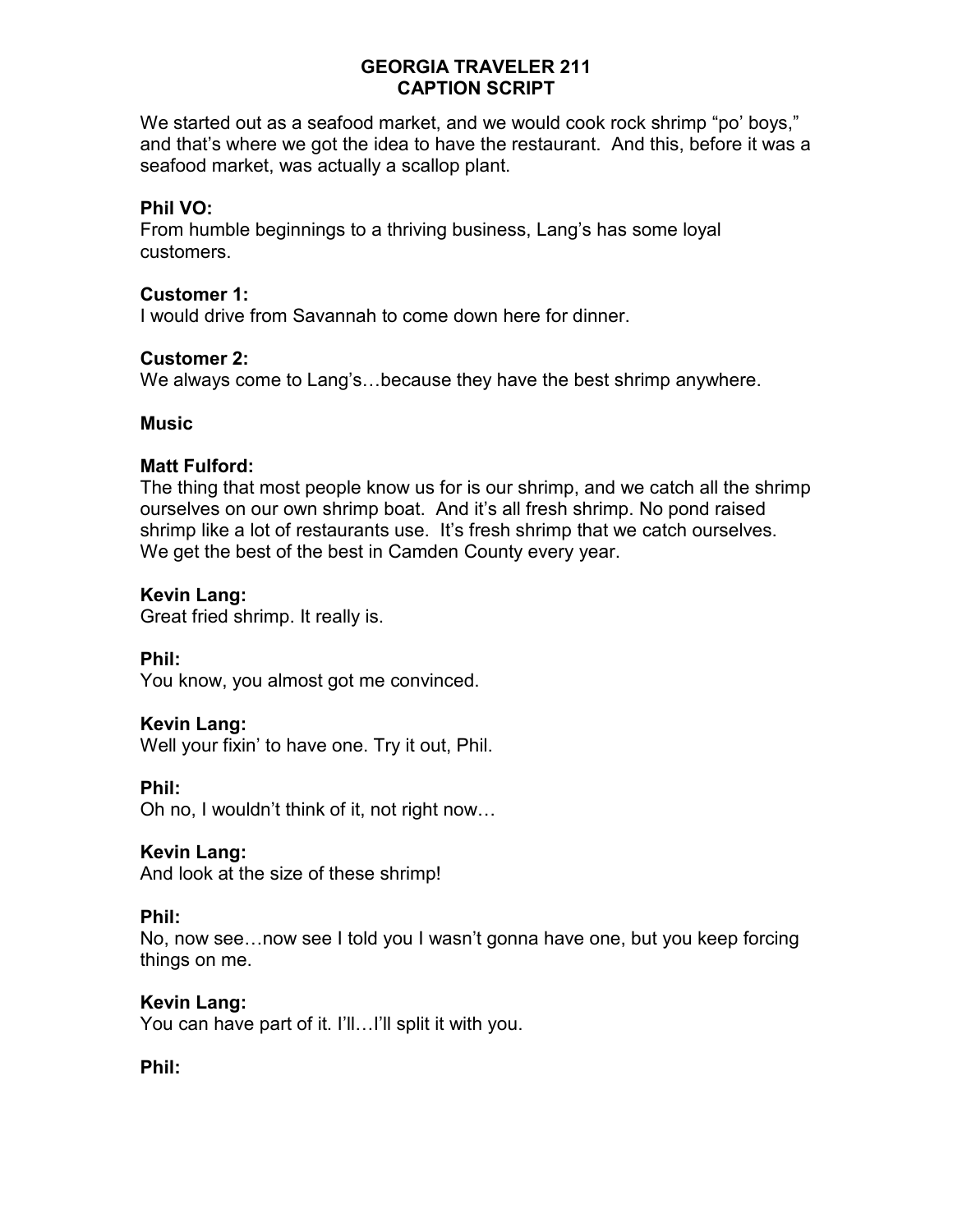# GEORGIA TRAVELER 211
# CAPTION SCRIPT

We started out as a seafood market, and we would cook rock shrimp “po’ boys,” and that’s where we got the idea to have the restaurant.  And this, before it was a seafood market, was actually a scallop plant.

**Phil VO:**
From humble beginnings to a thriving business, Lang’s has some loyal customers.

**Customer 1:**
I would drive from Savannah to come down here for dinner.

**Customer 2:**
We always come to Lang’s…because they have the best shrimp anywhere.

**Music**

**Matt Fulford:**
The thing that most people know us for is our shrimp, and we catch all the shrimp ourselves on our own shrimp boat.  And it’s all fresh shrimp. No pond raised shrimp like a lot of restaurants use.  It’s fresh shrimp that we catch ourselves. We get the best of the best in Camden County every year.

**Kevin Lang:**
Great fried shrimp. It really is.

**Phil:**
You know, you almost got me convinced.

**Kevin Lang:**
Well your fixin’ to have one. Try it out, Phil.

**Phil:**
Oh no, I wouldn’t think of it, not right now…

**Kevin Lang:**
And look at the size of these shrimp!

**Phil:**
No, now see…now see I told you I wasn’t gonna have one, but you keep forcing things on me.

**Kevin Lang:**
You can have part of it. I’ll…I’ll split it with you.

**Phil:**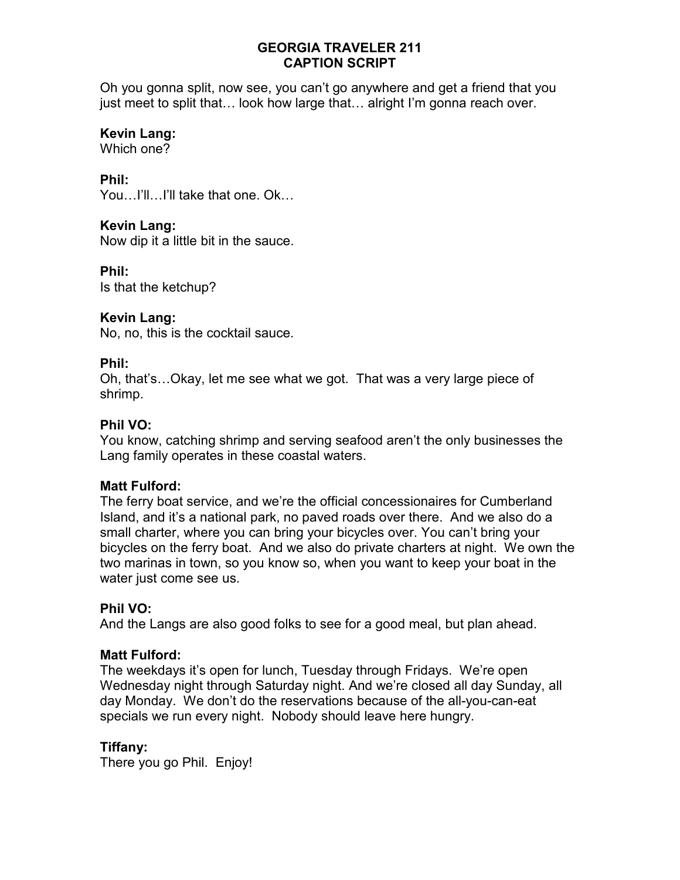**GEORGIA TRAVELER 211**
**CAPTION SCRIPT**

Oh you gonna split, now see, you can't go anywhere and get a friend that you just meet to split that… look how large that… alright I'm gonna reach over.

**Kevin Lang:**
Which one?

**Phil:**
You…I'll…I'll take that one. Ok…

**Kevin Lang:**
Now dip it a little bit in the sauce.

**Phil:**
Is that the ketchup?

**Kevin Lang:**
No, no, this is the cocktail sauce.

**Phil:**
Oh, that's…Okay, let me see what we got. That was a very large piece of shrimp.

**Phil VO:**
You know, catching shrimp and serving seafood aren't the only businesses the Lang family operates in these coastal waters.

**Matt Fulford:**
The ferry boat service, and we're the official concessionaires for Cumberland Island, and it's a national park, no paved roads over there. And we also do a small charter, where you can bring your bicycles over. You can't bring your bicycles on the ferry boat. And we also do private charters at night. We own the two marinas in town, so you know so, when you want to keep your boat in the water just come see us.

**Phil VO:**
And the Langs are also good folks to see for a good meal, but plan ahead.

**Matt Fulford:**
The weekdays it's open for lunch, Tuesday through Fridays. We're open Wednesday night through Saturday night. And we're closed all day Sunday, all day Monday. We don't do the reservations because of the all-you-can-eat specials we run every night. Nobody should leave here hungry.

**Tiffany:**
There you go Phil. Enjoy!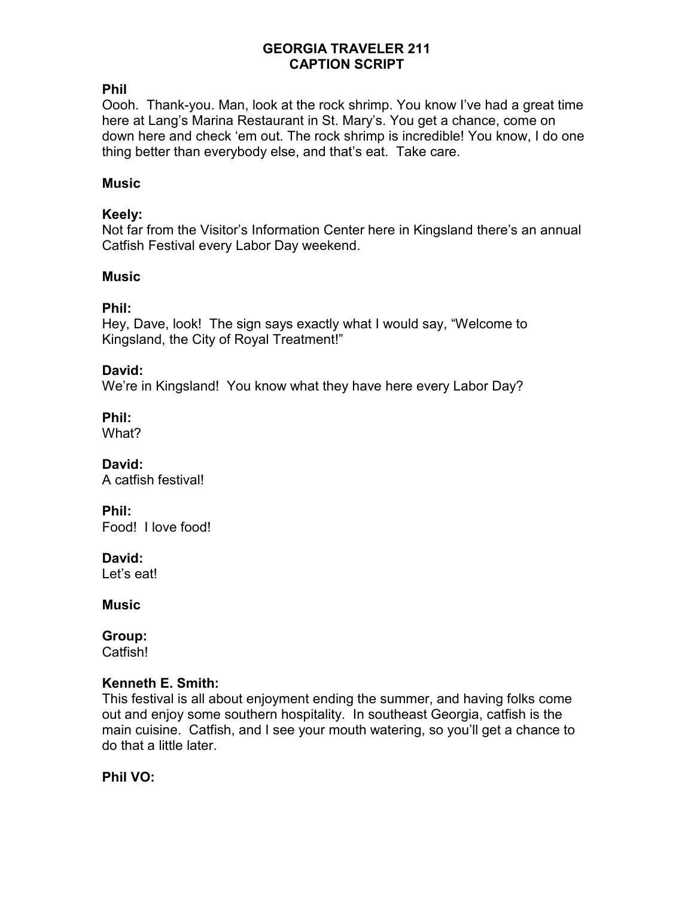**GEORGIA TRAVELER 211**
**CAPTION SCRIPT**

**Phil**
Oooh. Thank-you. Man, look at the rock shrimp. You know I've had a great time here at Lang's Marina Restaurant in St. Mary's. You get a chance, come on down here and check 'em out. The rock shrimp is incredible! You know, I do one thing better than everybody else, and that's eat. Take care.

**Music**

**Keely:**
Not far from the Visitor's Information Center here in Kingsland there's an annual Catfish Festival every Labor Day weekend.

**Music**

**Phil:**
Hey, Dave, look! The sign says exactly what I would say, "Welcome to Kingsland, the City of Royal Treatment!"

**David:**
We're in Kingsland! You know what they have here every Labor Day?

**Phil:**
What?

**David:**
A catfish festival!

**Phil:**
Food! I love food!

**David:**
Let's eat!

**Music**

**Group:**
Catfish!

**Kenneth E. Smith:**
This festival is all about enjoyment ending the summer, and having folks come out and enjoy some southern hospitality. In southeast Georgia, catfish is the main cuisine. Catfish, and I see your mouth watering, so you'll get a chance to do that a little later.

**Phil VO:**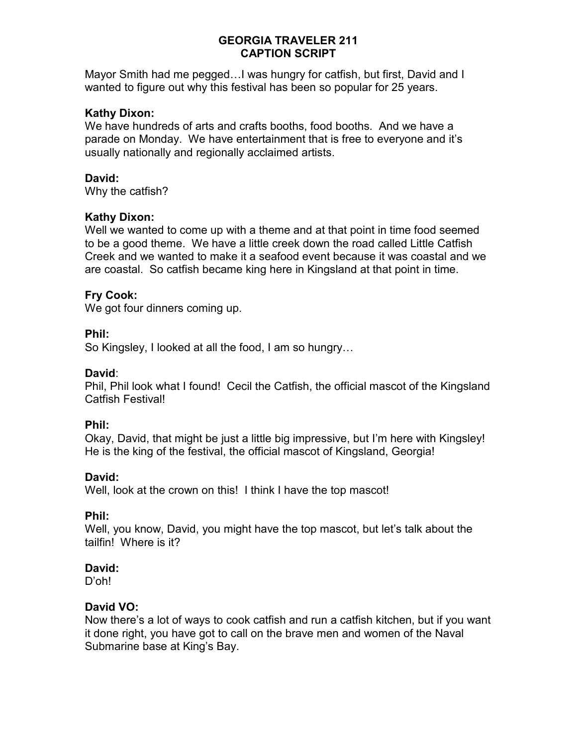# GEORGIA TRAVELER 211
# CAPTION SCRIPT

Mayor Smith had me pegged…I was hungry for catfish, but first, David and I wanted to figure out why this festival has been so popular for 25 years.

**Kathy Dixon:**
We have hundreds of arts and crafts booths, food booths. And we have a parade on Monday. We have entertainment that is free to everyone and it's usually nationally and regionally acclaimed artists.

**David:**
Why the catfish?

**Kathy Dixon:**
Well we wanted to come up with a theme and at that point in time food seemed to be a good theme. We have a little creek down the road called Little Catfish Creek and we wanted to make it a seafood event because it was coastal and we are coastal. So catfish became king here in Kingsland at that point in time.

**Fry Cook:**
We got four dinners coming up.

**Phil:**
So Kingsley, I looked at all the food, I am so hungry…

**David**:
Phil, Phil look what I found! Cecil the Catfish, the official mascot of the Kingsland Catfish Festival!

**Phil:**
Okay, David, that might be just a little big impressive, but I'm here with Kingsley! He is the king of the festival, the official mascot of Kingsland, Georgia!

**David:**
Well, look at the crown on this! I think I have the top mascot!

**Phil:**
Well, you know, David, you might have the top mascot, but let's talk about the tailfin! Where is it?

**David:**
D'oh!

**David VO:**
Now there's a lot of ways to cook catfish and run a catfish kitchen, but if you want it done right, you have got to call on the brave men and women of the Naval Submarine base at King's Bay.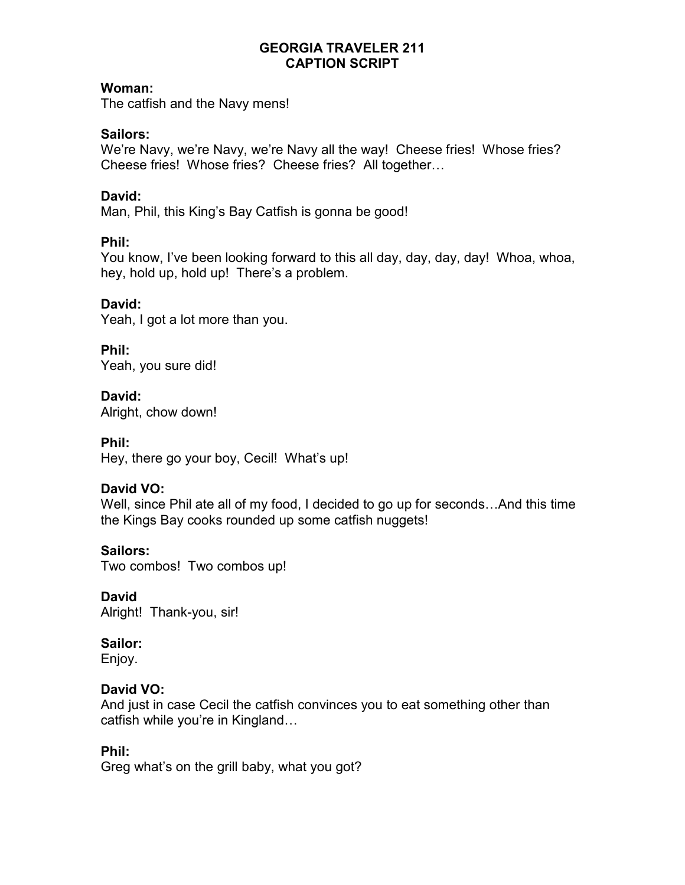**GEORGIA TRAVELER 211**
**CAPTION SCRIPT**

**Woman:**
The catfish and the Navy mens!

**Sailors:**
We're Navy, we're Navy, we're Navy all the way! Cheese fries! Whose fries? Cheese fries! Whose fries? Cheese fries? All together…

**David:**
Man, Phil, this King's Bay Catfish is gonna be good!

**Phil:**
You know, I've been looking forward to this all day, day, day, day! Whoa, whoa, hey, hold up, hold up! There's a problem.

**David:**
Yeah, I got a lot more than you.

**Phil:**
Yeah, you sure did!

**David:**
Alright, chow down!

**Phil:**
Hey, there go your boy, Cecil! What's up!

**David VO:**
Well, since Phil ate all of my food, I decided to go up for seconds…And this time the Kings Bay cooks rounded up some catfish nuggets!

**Sailors:**
Two combos! Two combos up!

**David**
Alright! Thank-you, sir!

**Sailor:**
Enjoy.

**David VO:**
And just in case Cecil the catfish convinces you to eat something other than catfish while you're in Kingland…

**Phil:**
Greg what's on the grill baby, what you got?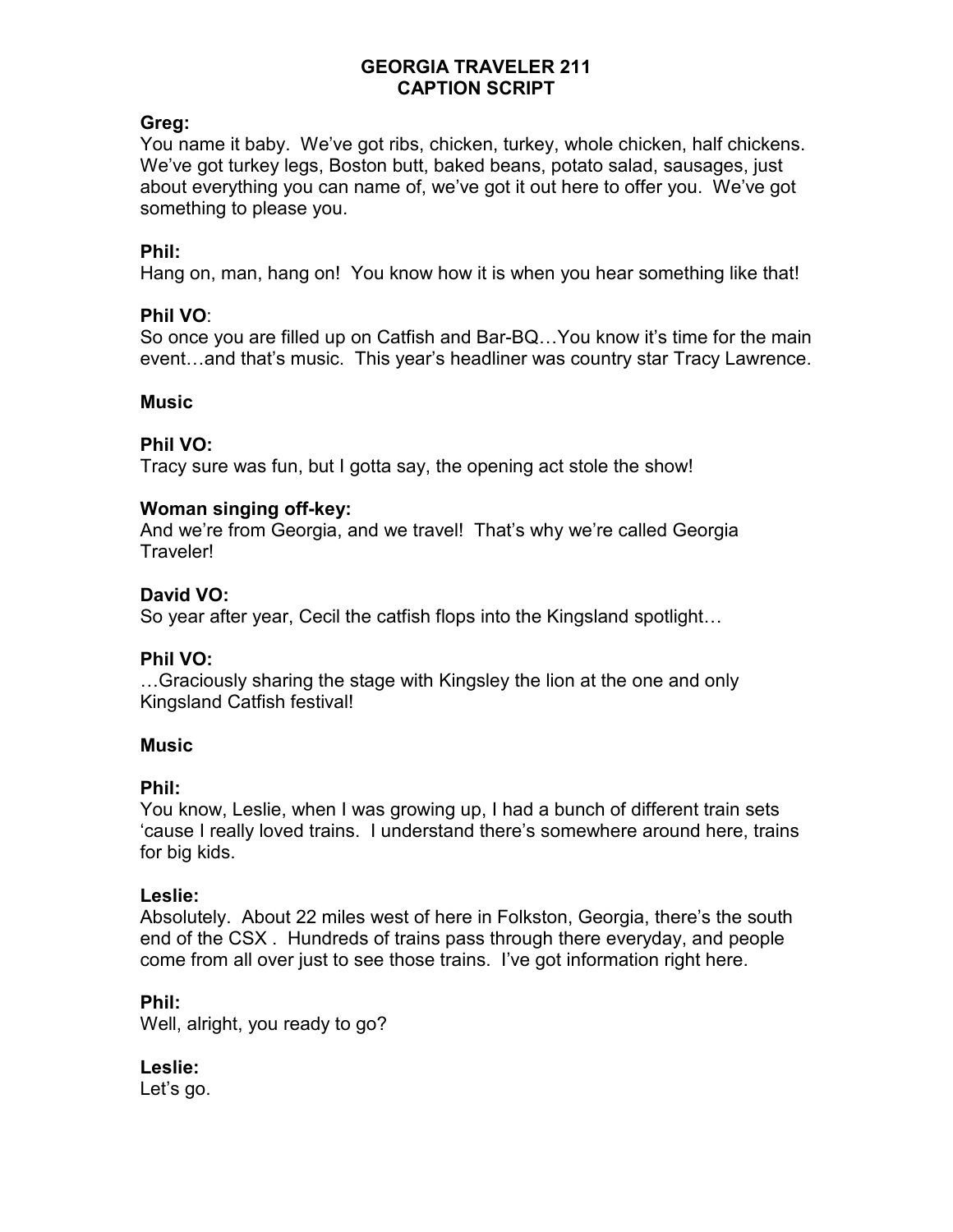# GEORGIA TRAVELER 211
# CAPTION SCRIPT

**Greg:**
You name it baby. We've got ribs, chicken, turkey, whole chicken, half chickens. We've got turkey legs, Boston butt, baked beans, potato salad, sausages, just about everything you can name of, we've got it out here to offer you. We've got something to please you.

**Phil:**
Hang on, man, hang on! You know how it is when you hear something like that!

**Phil VO**:
So once you are filled up on Catfish and Bar-BQ…You know it's time for the main event…and that's music. This year's headliner was country star Tracy Lawrence.

**Music**

**Phil VO:**
Tracy sure was fun, but I gotta say, the opening act stole the show!

**Woman singing off-key:**
And we're from Georgia, and we travel! That's why we're called Georgia Traveler!

**David VO:**
So year after year, Cecil the catfish flops into the Kingsland spotlight…

**Phil VO:**
…Graciously sharing the stage with Kingsley the lion at the one and only Kingsland Catfish festival!

**Music**

**Phil:**
You know, Leslie, when I was growing up, I had a bunch of different train sets 'cause I really loved trains. I understand there's somewhere around here, trains for big kids.

**Leslie:**
Absolutely. About 22 miles west of here in Folkston, Georgia, there's the south end of the CSX . Hundreds of trains pass through there everyday, and people come from all over just to see those trains. I've got information right here.

**Phil:**
Well, alright, you ready to go?

**Leslie:**
Let's go.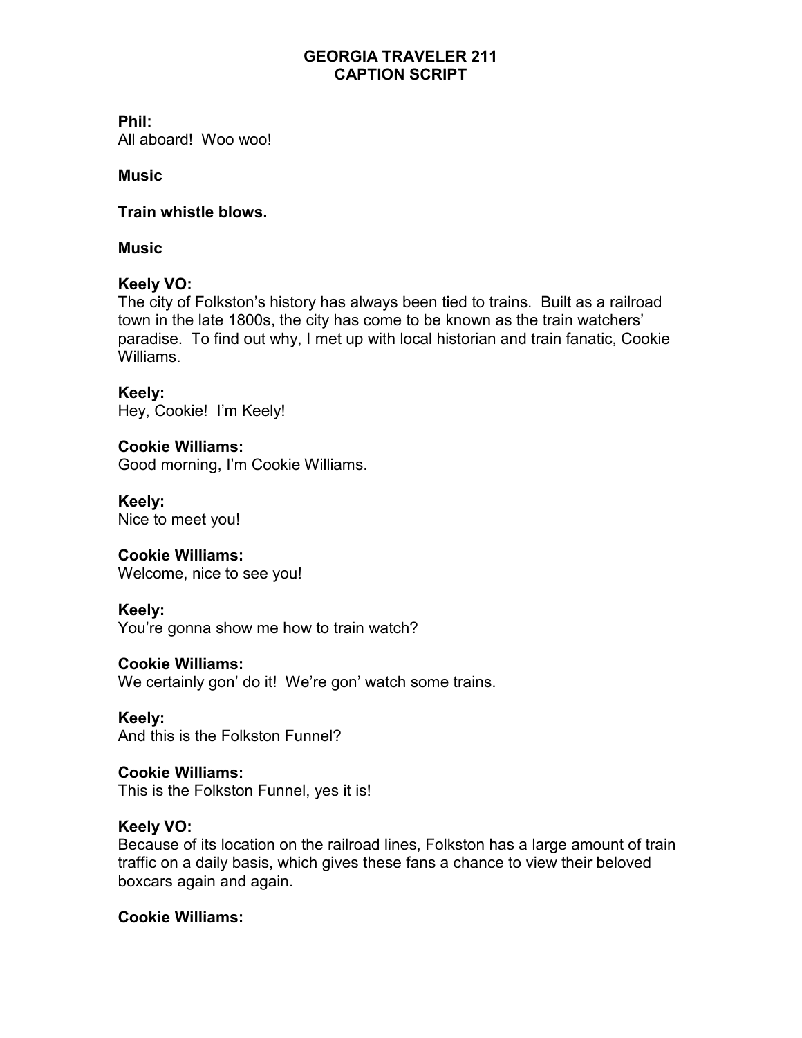# GEORGIA TRAVELER 211
# CAPTION SCRIPT

**Phil:**
All aboard!  Woo woo!

**Music**

**Train whistle blows.**

**Music**

**Keely VO:**
The city of Folkston's history has always been tied to trains.  Built as a railroad town in the late 1800s, the city has come to be known as the train watchers' paradise.  To find out why, I met up with local historian and train fanatic, Cookie Williams.

**Keely:**
Hey, Cookie!  I'm Keely!

**Cookie Williams:**
Good morning, I'm Cookie Williams.

**Keely:**
Nice to meet you!

**Cookie Williams:**
Welcome, nice to see you!

**Keely:**
You're gonna show me how to train watch?

**Cookie Williams:**
We certainly gon' do it!  We're gon' watch some trains.

**Keely:**
And this is the Folkston Funnel?

**Cookie Williams:**
This is the Folkston Funnel, yes it is!

**Keely VO:**
Because of its location on the railroad lines, Folkston has a large amount of train traffic on a daily basis, which gives these fans a chance to view their beloved boxcars again and again.

**Cookie Williams:**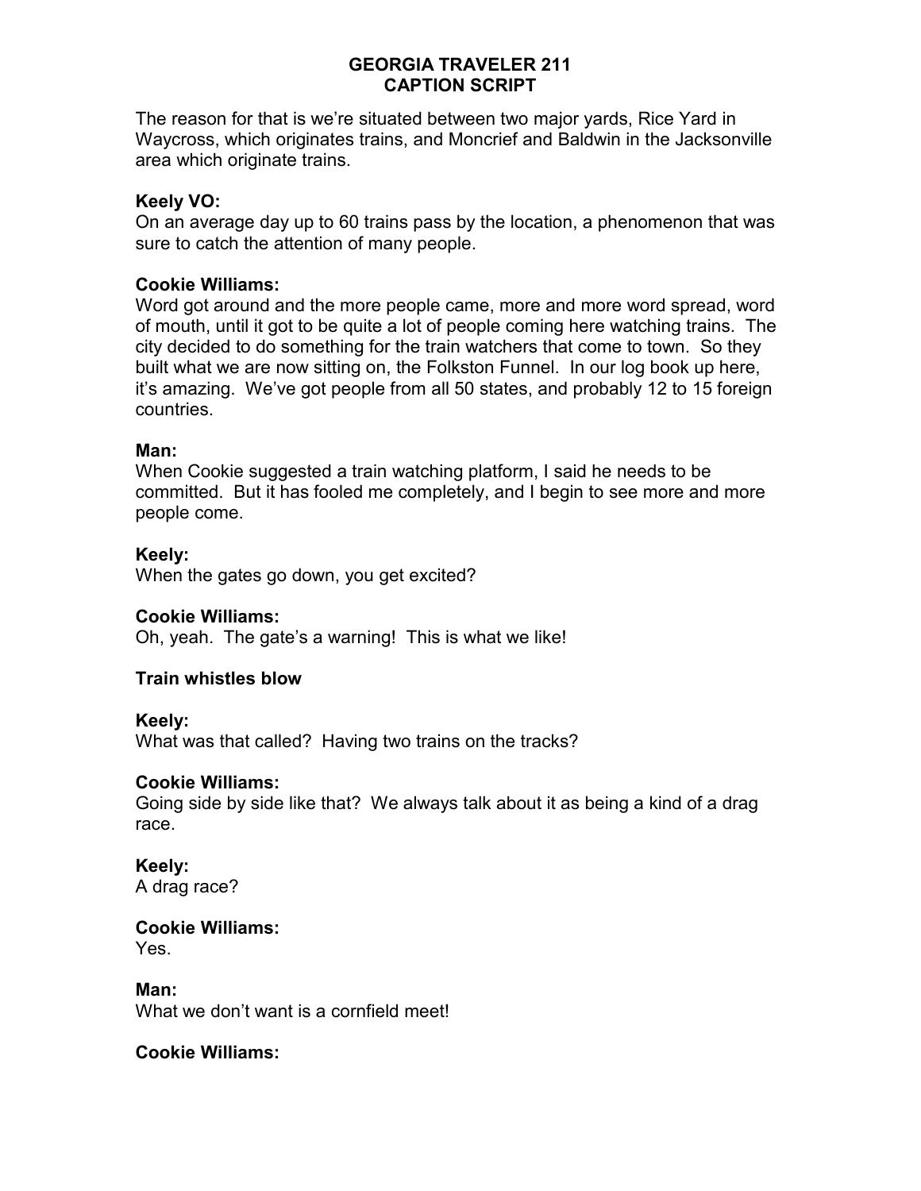The reason for that is we're situated between two major yards, Rice Yard in Waycross, which originates trains, and Moncrief and Baldwin in the Jacksonville area which originate trains.

**Keely VO:**
On an average day up to 60 trains pass by the location, a phenomenon that was sure to catch the attention of many people.

**Cookie Williams:**
Word got around and the more people came, more and more word spread, word of mouth, until it got to be quite a lot of people coming here watching trains. The city decided to do something for the train watchers that come to town. So they built what we are now sitting on, the Folkston Funnel. In our log book up here, it's amazing. We've got people from all 50 states, and probably 12 to 15 foreign countries.

**Man:**
When Cookie suggested a train watching platform, I said he needs to be committed. But it has fooled me completely, and I begin to see more and more people come.

**Keely:**
When the gates go down, you get excited?

**Cookie Williams:**
Oh, yeah. The gate's a warning! This is what we like!

**Train whistles blow**

**Keely:**
What was that called? Having two trains on the tracks?

**Cookie Williams:**
Going side by side like that? We always talk about it as being a kind of a drag race.

**Keely:**
A drag race?

**Cookie Williams:**
Yes.

**Man:**
What we don't want is a cornfield meet!

**Cookie Williams:**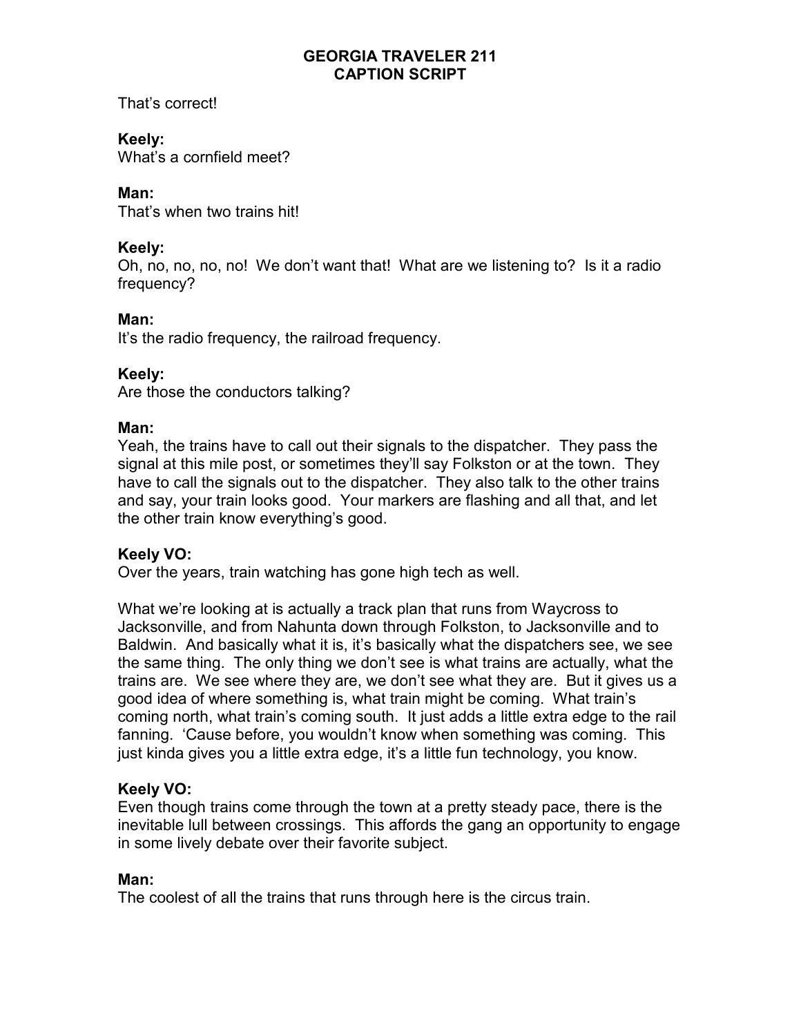That's correct!

**Keely:**
What's a cornfield meet?

**Man:**
That's when two trains hit!

**Keely:**
Oh, no, no, no, no! We don't want that! What are we listening to? Is it a radio frequency?

**Man:**
It's the radio frequency, the railroad frequency.

**Keely:**
Are those the conductors talking?

**Man:**
Yeah, the trains have to call out their signals to the dispatcher. They pass the signal at this mile post, or sometimes they'll say Folkston or at the town. They have to call the signals out to the dispatcher. They also talk to the other trains and say, your train looks good. Your markers are flashing and all that, and let the other train know everything's good.

**Keely VO:**
Over the years, train watching has gone high tech as well.

What we're looking at is actually a track plan that runs from Waycross to Jacksonville, and from Nahunta down through Folkston, to Jacksonville and to Baldwin. And basically what it is, it's basically what the dispatchers see, we see the same thing. The only thing we don't see is what trains are actually, what the trains are. We see where they are, we don't see what they are. But it gives us a good idea of where something is, what train might be coming. What train's coming north, what train's coming south. It just adds a little extra edge to the rail fanning. 'Cause before, you wouldn't know when something was coming. This just kinda gives you a little extra edge, it's a little fun technology, you know.

**Keely VO:**
Even though trains come through the town at a pretty steady pace, there is the inevitable lull between crossings. This affords the gang an opportunity to engage in some lively debate over their favorite subject.

**Man:**
The coolest of all the trains that runs through here is the circus train.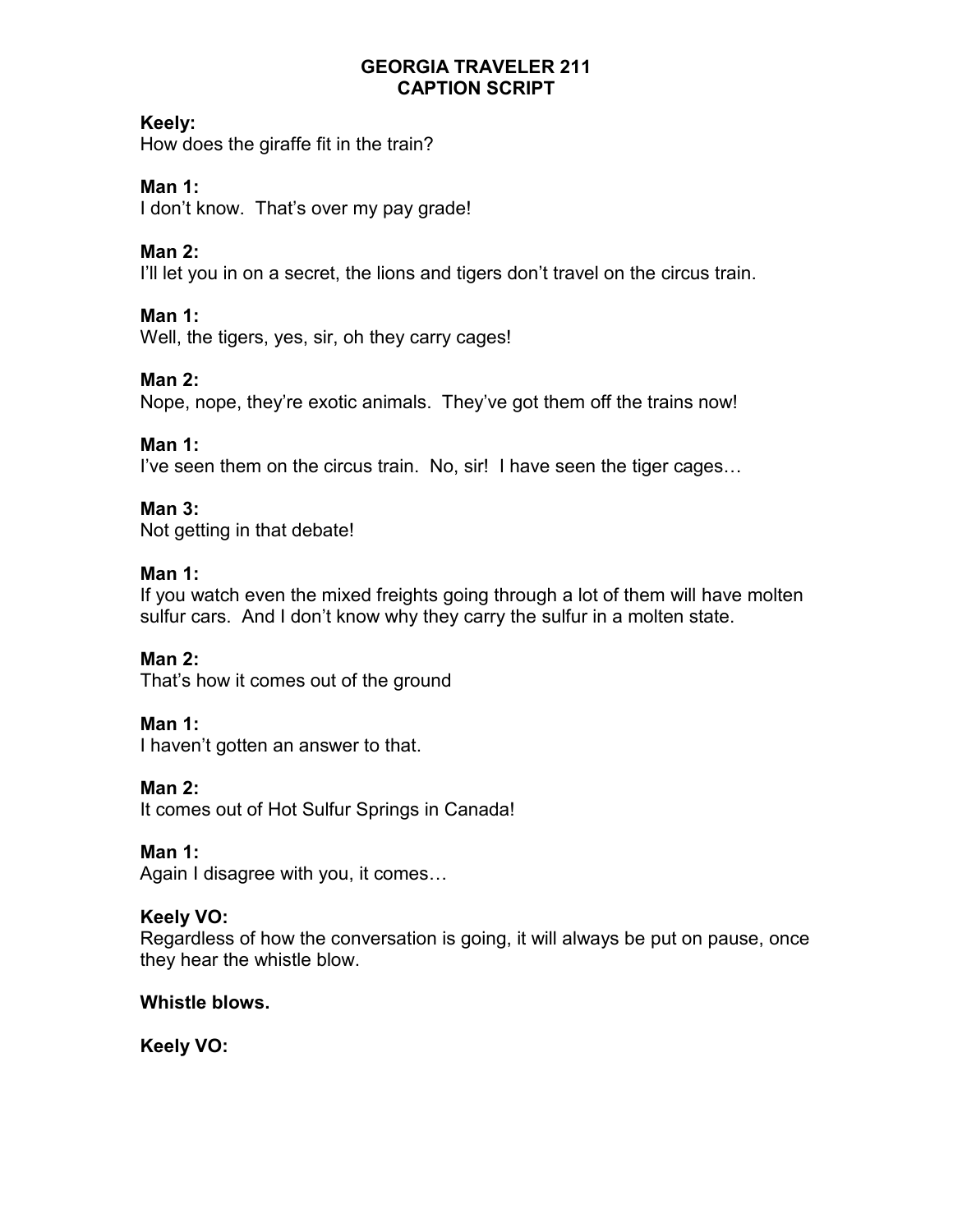**GEORGIA TRAVELER 211**
**CAPTION SCRIPT**

**Keely:**
How does the giraffe fit in the train?

**Man 1:**
I don't know. That's over my pay grade!

**Man 2:**
I'll let you in on a secret, the lions and tigers don't travel on the circus train.

**Man 1:**
Well, the tigers, yes, sir, oh they carry cages!

**Man 2:**
Nope, nope, they're exotic animals. They've got them off the trains now!

**Man 1:**
I've seen them on the circus train. No, sir! I have seen the tiger cages…

**Man 3:**
Not getting in that debate!

**Man 1:**
If you watch even the mixed freights going through a lot of them will have molten sulfur cars. And I don't know why they carry the sulfur in a molten state.

**Man 2:**
That's how it comes out of the ground

**Man 1:**
I haven't gotten an answer to that.

**Man 2:**
It comes out of Hot Sulfur Springs in Canada!

**Man 1:**
Again I disagree with you, it comes…

**Keely VO:**
Regardless of how the conversation is going, it will always be put on pause, once they hear the whistle blow.

**Whistle blows.**

**Keely VO:**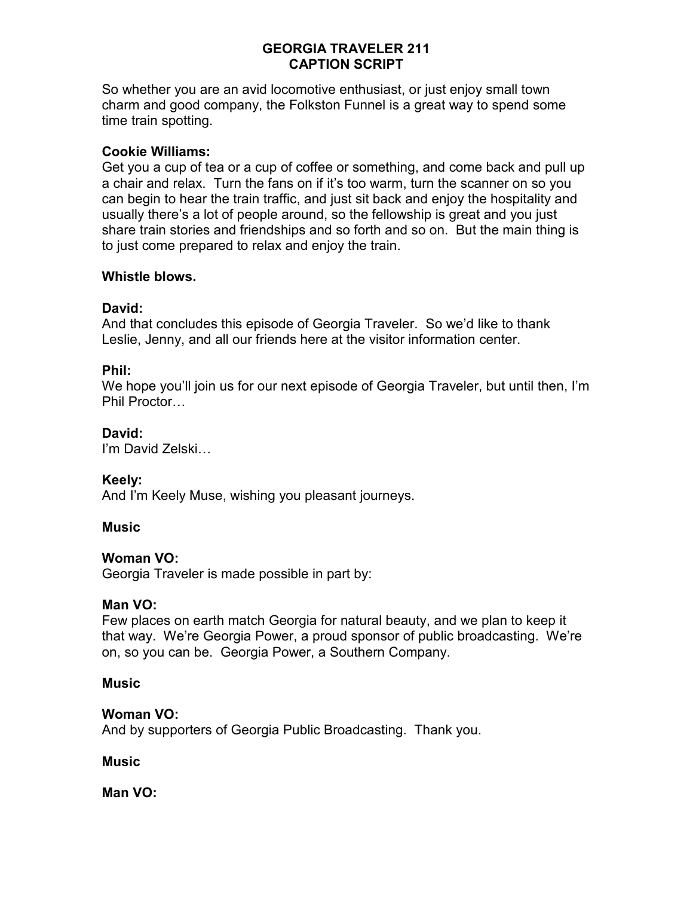So whether you are an avid locomotive enthusiast, or just enjoy small town charm and good company, the Folkston Funnel is a great way to spend some time train spotting.

**Cookie Williams:**
Get you a cup of tea or a cup of coffee or something, and come back and pull up a chair and relax. Turn the fans on if it's too warm, turn the scanner on so you can begin to hear the train traffic, and just sit back and enjoy the hospitality and usually there's a lot of people around, so the fellowship is great and you just share train stories and friendships and so forth and so on. But the main thing is to just come prepared to relax and enjoy the train.

**Whistle blows.**

**David:**
And that concludes this episode of Georgia Traveler. So we'd like to thank Leslie, Jenny, and all our friends here at the visitor information center.

**Phil:**
We hope you'll join us for our next episode of Georgia Traveler, but until then, I'm Phil Proctor…

**David:**
I'm David Zelski…

**Keely:**
And I'm Keely Muse, wishing you pleasant journeys.

**Music**

**Woman VO:**
Georgia Traveler is made possible in part by:

**Man VO:**
Few places on earth match Georgia for natural beauty, and we plan to keep it that way. We're Georgia Power, a proud sponsor of public broadcasting. We're on, so you can be. Georgia Power, a Southern Company.

**Music**

**Woman VO:**
And by supporters of Georgia Public Broadcasting. Thank you.

**Music**

**Man VO:**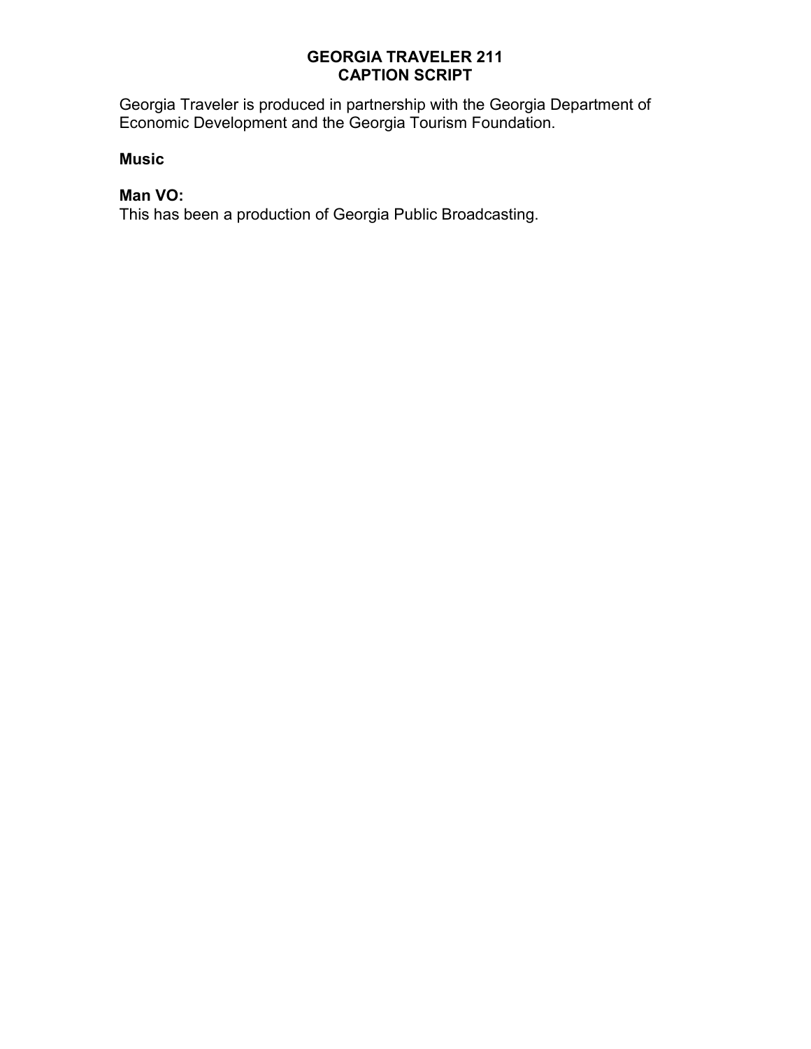**GEORGIA TRAVELER 211**
**CAPTION SCRIPT**

Georgia Traveler is produced in partnership with the Georgia Department of Economic Development and the Georgia Tourism Foundation.

**Music**

**Man VO:**
This has been a production of Georgia Public Broadcasting.